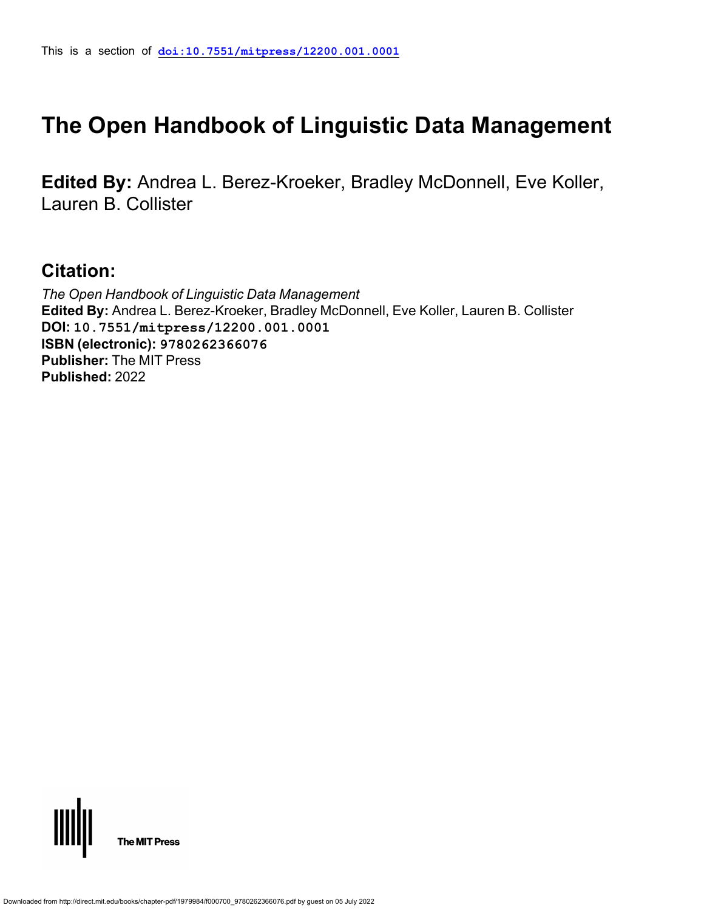This is a section of **doi:10.7551/mitpress/12200.001.0001**

# The Open Handbook of Linguistic Data Management

**Edited By:** Andrea L. Berez-Kroeker, Bradley McDonnell, Eve Koller, Lauren B. Collister

## Citation:

*The Open Handbook of Linguistic Data Management*
**Edited By:** Andrea L. Berez-Kroeker, Bradley McDonnell, Eve Koller, Lauren B. Collister
**DOI:** 10.7551/mitpress/12200.001.0001
**ISBN (electronic):** 9780262366076
**Publisher:** The MIT Press
**Published:** 2022

The MIT Press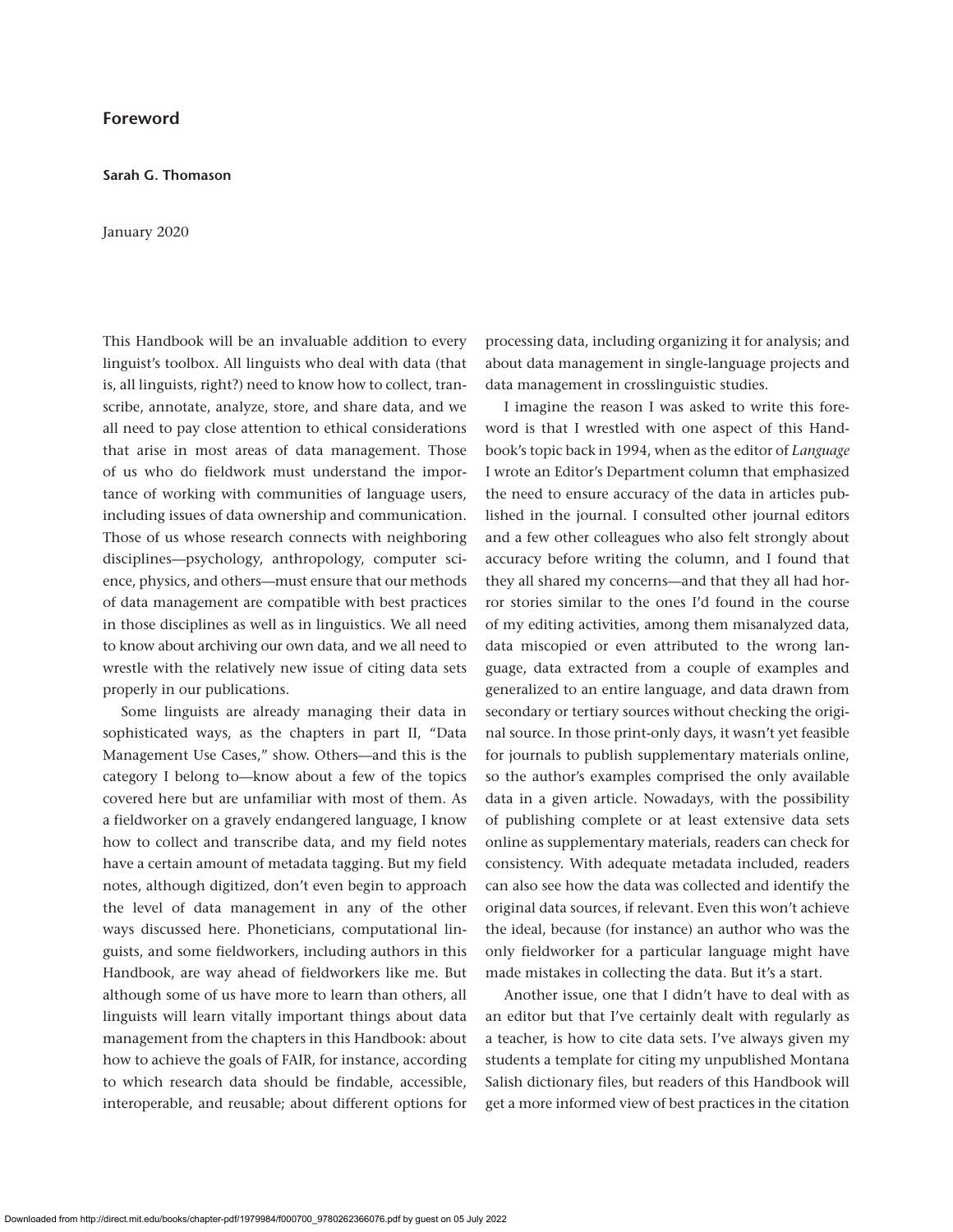## Foreword

**Sarah G. Thomason**

January 2020

This Handbook will be an invaluable addition to every linguist's toolbox. All linguists who deal with data (that is, all linguists, right?) need to know how to collect, transcribe, annotate, analyze, store, and share data, and we all need to pay close attention to ethical considerations that arise in most areas of data management. Those of us who do fieldwork must understand the importance of working with communities of language users, including issues of data ownership and communication. Those of us whose research connects with neighboring disciplines—psychology, anthropology, computer science, physics, and others—must ensure that our methods of data management are compatible with best practices in those disciplines as well as in linguistics. We all need to know about archiving our own data, and we all need to wrestle with the relatively new issue of citing data sets properly in our publications.

Some linguists are already managing their data in sophisticated ways, as the chapters in part II, "Data Management Use Cases," show. Others—and this is the category I belong to—know about a few of the topics covered here but are unfamiliar with most of them. As a fieldworker on a gravely endangered language, I know how to collect and transcribe data, and my field notes have a certain amount of metadata tagging. But my field notes, although digitized, don't even begin to approach the level of data management in any of the other ways discussed here. Phoneticians, computational linguists, and some fieldworkers, including authors in this Handbook, are way ahead of fieldworkers like me. But although some of us have more to learn than others, all linguists will learn vitally important things about data management from the chapters in this Handbook: about how to achieve the goals of FAIR, for instance, according to which research data should be findable, accessible, interoperable, and reusable; about different options for processing data, including organizing it for analysis; and about data management in single-language projects and data management in crosslinguistic studies.

I imagine the reason I was asked to write this foreword is that I wrestled with one aspect of this Handbook's topic back in 1994, when as the editor of *Language* I wrote an Editor's Department column that emphasized the need to ensure accuracy of the data in articles published in the journal. I consulted other journal editors and a few other colleagues who also felt strongly about accuracy before writing the column, and I found that they all shared my concerns—and that they all had horror stories similar to the ones I'd found in the course of my editing activities, among them misanalyzed data, data miscopied or even attributed to the wrong language, data extracted from a couple of examples and generalized to an entire language, and data drawn from secondary or tertiary sources without checking the original source. In those print-only days, it wasn't yet feasible for journals to publish supplementary materials online, so the author's examples comprised the only available data in a given article. Nowadays, with the possibility of publishing complete or at least extensive data sets online as supplementary materials, readers can check for consistency. With adequate metadata included, readers can also see how the data was collected and identify the original data sources, if relevant. Even this won't achieve the ideal, because (for instance) an author who was the only fieldworker for a particular language might have made mistakes in collecting the data. But it's a start.

Another issue, one that I didn't have to deal with as an editor but that I've certainly dealt with regularly as a teacher, is how to cite data sets. I've always given my students a template for citing my unpublished Montana Salish dictionary files, but readers of this Handbook will get a more informed view of best practices in the citation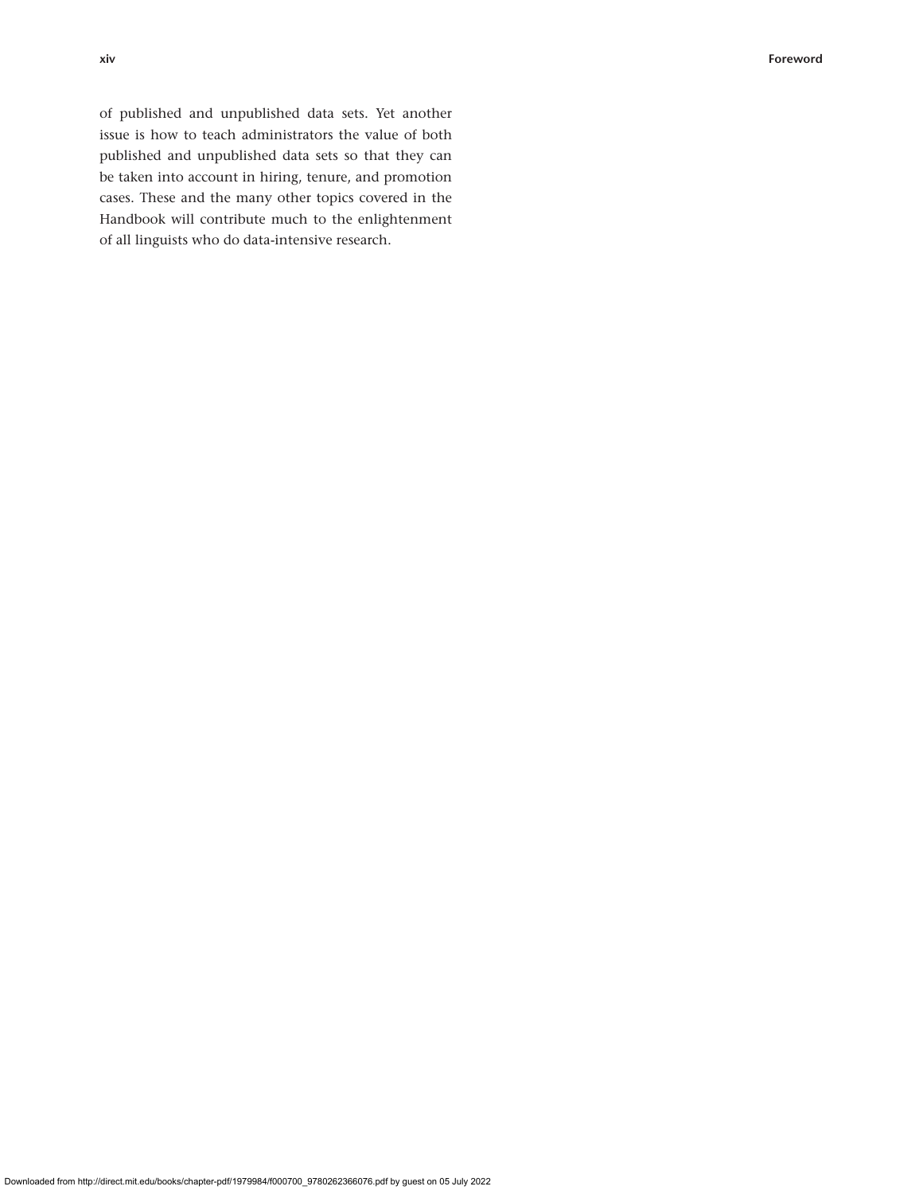of published and unpublished data sets. Yet another issue is how to teach administrators the value of both published and unpublished data sets so that they can be taken into account in hiring, tenure, and promotion cases. These and the many other topics covered in the Handbook will contribute much to the enlightenment of all linguists who do data-intensive research.